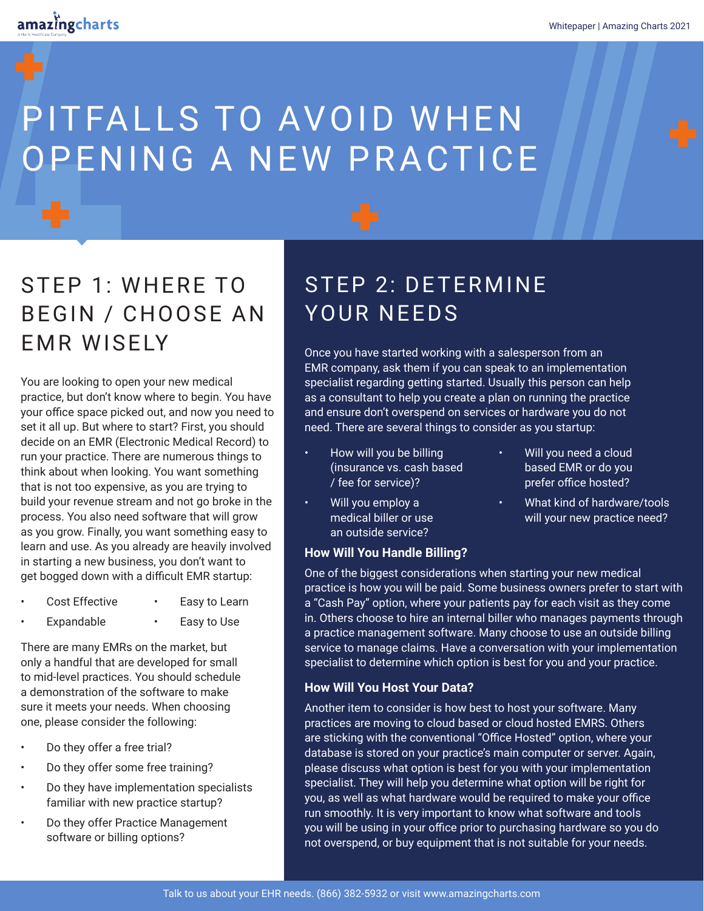# PITFALLS TO AVOID WHEN OPENING A NEW PRACTICE

## STEP 1: WHERE TO BEGIN / CHOOSE AN EMR WISELY

You are looking to open your new medical practice, but don't know where to begin. You have your office space picked out, and now you need to set it all up. But where to start? First, you should decide on an EMR (Electronic Medical Record) to run your practice. There are numerous things to think about when looking. You want something that is not too expensive, as you are trying to build your revenue stream and not go broke in the process. You also need software that will grow as you grow. Finally, you want something easy to learn and use. As you already are heavily involved in starting a new business, you don't want to get bogged down with a difficult EMR startup:

- Cost Effective
- Expandable
- Easy to Learn
- Easy to Use

There are many EMRs on the market, but only a handful that are developed for small to mid-level practices. You should schedule a demonstration of the software to make sure it meets your needs. When choosing one, please consider the following:

- Do they offer a free trial?
- Do they offer some free training?
- Do they have implementation specialists familiar with new practice startup?
- Do they offer Practice Management software or billing options?

## STEP 2: DETERMINE YOUR NEEDS

Once you have started working with a salesperson from an EMR company, ask them if you can speak to an implementation specialist regarding getting started. Usually this person can help as a consultant to help you create a plan on running the practice and ensure don't overspend on services or hardware you do not need. There are several things to consider as you startup:

- How will you be billing (insurance vs. cash based / fee for service)?
- Will you employ a medical biller or use an outside service?
- Will you need a cloud based EMR or do you prefer office hosted?
- What kind of hardware/tools will your new practice need?

### How Will You Handle Billing?

One of the biggest considerations when starting your new medical practice is how you will be paid. Some business owners prefer to start with a "Cash Pay" option, where your patients pay for each visit as they come in. Others choose to hire an internal biller who manages payments through a practice management software. Many choose to use an outside billing service to manage claims. Have a conversation with your implementation specialist to determine which option is best for you and your practice.

### How Will You Host Your Data?

Another item to consider is how best to host your software. Many practices are moving to cloud based or cloud hosted EMRS. Others are sticking with the conventional "Office Hosted" option, where your database is stored on your practice's main computer or server. Again, please discuss what option is best for you with your implementation specialist. They will help you determine what option will be right for you, as well as what hardware would be required to make your office run smoothly. It is very important to know what software and tools you will be using in your office prior to purchasing hardware so you do not overspend, or buy equipment that is not suitable for your needs.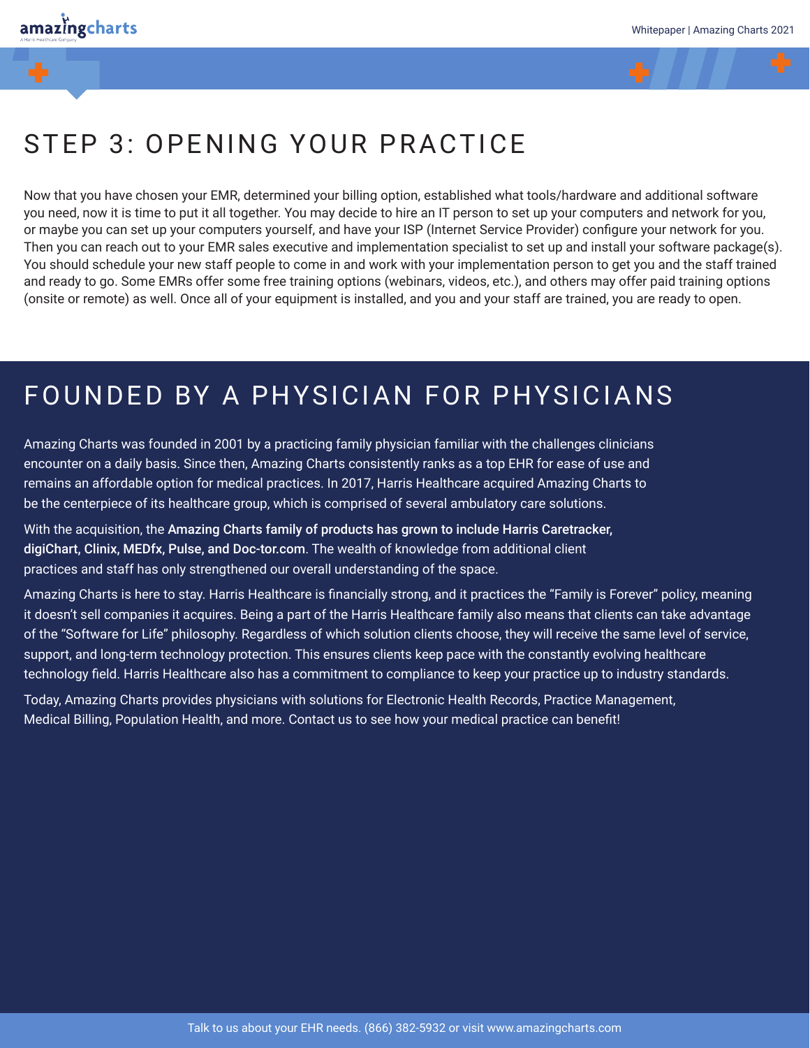# STEP 3: OPENING YOUR PRACTICE

Now that you have chosen your EMR, determined your billing option, established what tools/hardware and additional software you need, now it is time to put it all together. You may decide to hire an IT person to set up your computers and network for you, or maybe you can set up your computers yourself, and have your ISP (Internet Service Provider) configure your network for you. Then you can reach out to your EMR sales executive and implementation specialist to set up and install your software package(s). You should schedule your new staff people to come in and work with your implementation person to get you and the staff trained and ready to go. Some EMRs offer some free training options (webinars, videos, etc.), and others may offer paid training options (onsite or remote) as well. Once all of your equipment is installed, and you and your staff are trained, you are ready to open.

# FOUNDED BY A PHYSICIAN FOR PHYSICIANS

Amazing Charts was founded in 2001 by a practicing family physician familiar with the challenges clinicians encounter on a daily basis. Since then, Amazing Charts consistently ranks as a top EHR for ease of use and remains an affordable option for medical practices. In 2017, Harris Healthcare acquired Amazing Charts to be the centerpiece of its healthcare group, which is comprised of several ambulatory care solutions.

With the acquisition, the **Amazing Charts family of products has grown to include Harris Caretracker, digiChart, Clinix, MEDfx, Pulse, and Doc-tor.com**. The wealth of knowledge from additional client practices and staff has only strengthened our overall understanding of the space.

Amazing Charts is here to stay. Harris Healthcare is financially strong, and it practices the "Family is Forever" policy, meaning it doesn't sell companies it acquires. Being a part of the Harris Healthcare family also means that clients can take advantage of the "Software for Life" philosophy. Regardless of which solution clients choose, they will receive the same level of service, support, and long-term technology protection. This ensures clients keep pace with the constantly evolving healthcare technology field. Harris Healthcare also has a commitment to compliance to keep your practice up to industry standards.

Today, Amazing Charts provides physicians with solutions for Electronic Health Records, Practice Management, Medical Billing, Population Health, and more. Contact us to see how your medical practice can benefit!

Talk to us about your EHR needs. (866) 382-5932 or visit www.amazingcharts.com